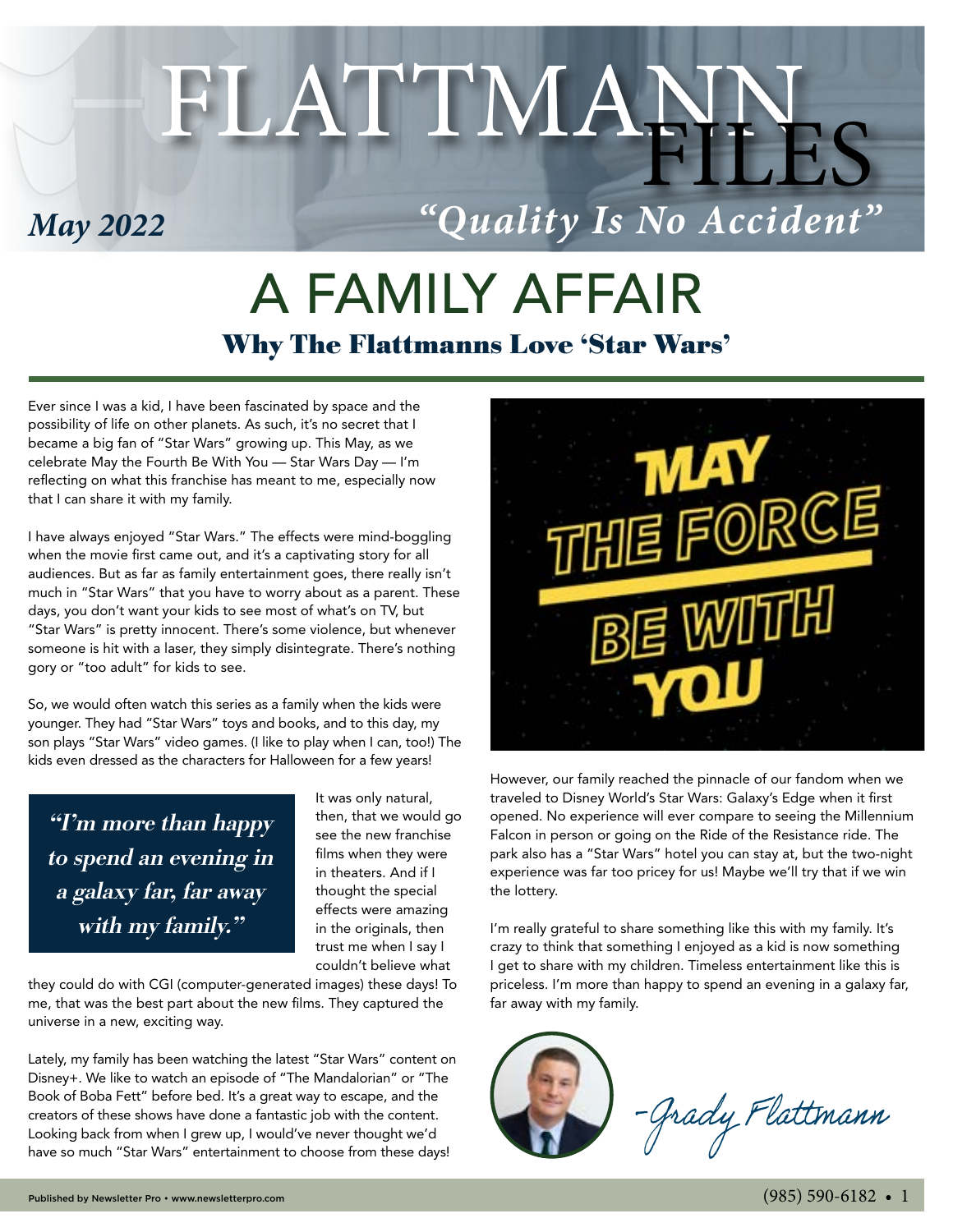# FLATTMANN FILES

*May 2022*

*"Quality Is No Accident"*

# A FAMILY AFFAIR

## Why The Flattmanns Love 'Star Wars'

Ever since I was a kid, I have been fascinated by space and the possibility of life on other planets. As such, it's no secret that I became a big fan of "Star Wars" growing up. This May, as we celebrate May the Fourth Be With You — Star Wars Day — I'm reflecting on what this franchise has meant to me, especially now that I can share it with my family.

I have always enjoyed "Star Wars." The effects were mind-boggling when the movie first came out, and it's a captivating story for all audiences. But as far as family entertainment goes, there really isn't much in "Star Wars" that you have to worry about as a parent. These days, you don't want your kids to see most of what's on TV, but "Star Wars" is pretty innocent. There's some violence, but whenever someone is hit with a laser, they simply disintegrate. There's nothing gory or "too adult" for kids to see.

So, we would often watch this series as a family when the kids were younger. They had "Star Wars" toys and books, and to this day, my son plays "Star Wars" video games. (I like to play when I can, too!) The kids even dressed as the characters for Halloween for a few years!

> ***"I'm more than happy to spend an evening in a galaxy far, far away with my family."***

It was only natural, then, that we would go see the new franchise films when they were in theaters. And if I thought the special effects were amazing in the originals, then trust me when I say I couldn't believe what they could do with CGI (computer-generated images) these days! To me, that was the best part about the new films. They captured the universe in a new, exciting way.

Lately, my family has been watching the latest "Star Wars" content on Disney+. We like to watch an episode of "The Mandalorian" or "The Book of Boba Fett" before bed. It's a great way to escape, and the creators of these shows have done a fantastic job with the content. Looking back from when I grew up, I would've never thought we'd have so much "Star Wars" entertainment to choose from these days!

MAY THE FORCE BE WITH YOU

However, our family reached the pinnacle of our fandom when we traveled to Disney World's Star Wars: Galaxy's Edge when it first opened. No experience will ever compare to seeing the Millennium Falcon in person or going on the Ride of the Resistance ride. The park also has a "Star Wars" hotel you can stay at, but the two-night experience was far too pricey for us! Maybe we'll try that if we win the lottery.

I'm really grateful to share something like this with my family. It's crazy to think that something I enjoyed as a kid is now something I get to share with my children. Timeless entertainment like this is priceless. I'm more than happy to spend an evening in a galaxy far, far away with my family.

*–Grady Flattmann*

Published by Newsletter Pro • www.newsletterpro.com

(985) 590-6182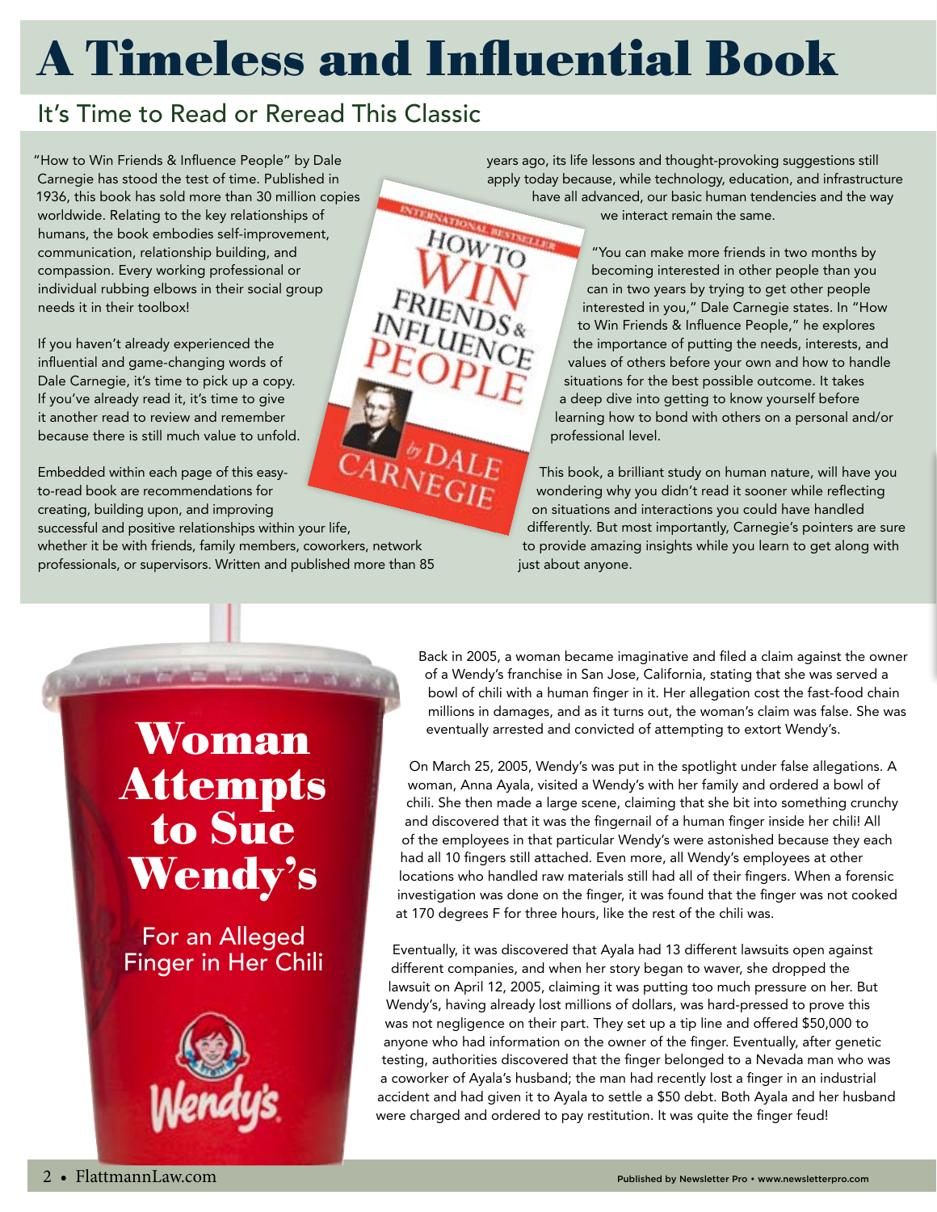# A Timeless and Influential Book

## It's Time to Read or Reread This Classic

"How to Win Friends & Influence People" by Dale Carnegie has stood the test of time. Published in 1936, this book has sold more than 30 million copies worldwide. Relating to the key relationships of humans, the book embodies self-improvement, communication, relationship building, and compassion. Every working professional or individual rubbing elbows in their social group needs it in their toolbox!

If you haven't already experienced the influential and game-changing words of Dale Carnegie, it's time to pick up a copy. If you've already read it, it's time to give it another read to review and remember because there is still much value to unfold.

Embedded within each page of this easy-to-read book are recommendations for creating, building upon, and improving successful and positive relationships within your life, whether it be with friends, family members, coworkers, network professionals, or supervisors. Written and published more than 85 years ago, its life lessons and thought-provoking suggestions still apply today because, while technology, education, and infrastructure have all advanced, our basic human tendencies and the way we interact remain the same.

"You can make more friends in two months by becoming interested in other people than you can in two years by trying to get other people interested in you," Dale Carnegie states. In "How to Win Friends & Influence People," he explores the importance of putting the needs, interests, and values of others before your own and how to handle situations for the best possible outcome. It takes a deep dive into getting to know yourself before learning how to bond with others on a personal and/or professional level.

This book, a brilliant study on human nature, will have you wondering why you didn't read it sooner while reflecting on situations and interactions you could have handled differently. But most importantly, Carnegie's pointers are sure to provide amazing insights while you learn to get along with just about anyone.

# Woman Attempts to Sue Wendy's

## For an Alleged Finger in Her Chili

Back in 2005, a woman became imaginative and filed a claim against the owner of a Wendy's franchise in San Jose, California, stating that she was served a bowl of chili with a human finger in it. Her allegation cost the fast-food chain millions in damages, and as it turns out, the woman's claim was false. She was eventually arrested and convicted of attempting to extort Wendy's.

On March 25, 2005, Wendy's was put in the spotlight under false allegations. A woman, Anna Ayala, visited a Wendy's with her family and ordered a bowl of chili. She then made a large scene, claiming that she bit into something crunchy and discovered that it was the fingernail of a human finger inside her chili! All of the employees in that particular Wendy's were astonished because they each had all 10 fingers still attached. Even more, all Wendy's employees at other locations who handled raw materials still had all of their fingers. When a forensic investigation was done on the finger, it was found that the finger was not cooked at 170 degrees F for three hours, like the rest of the chili was.

Eventually, it was discovered that Ayala had 13 different lawsuits open against different companies, and when her story began to waver, she dropped the lawsuit on April 12, 2005, claiming it was putting too much pressure on her. But Wendy's, having already lost millions of dollars, was hard-pressed to prove this was not negligence on their part. They set up a tip line and offered $50,000 to anyone who had information on the owner of the finger. Eventually, after genetic testing, authorities discovered that the finger belonged to a Nevada man who was a coworker of Ayala's husband; the man had recently lost a finger in an industrial accident and had given it to Ayala to settle a $50 debt. Both Ayala and her husband were charged and ordered to pay restitution. It was quite the finger feud!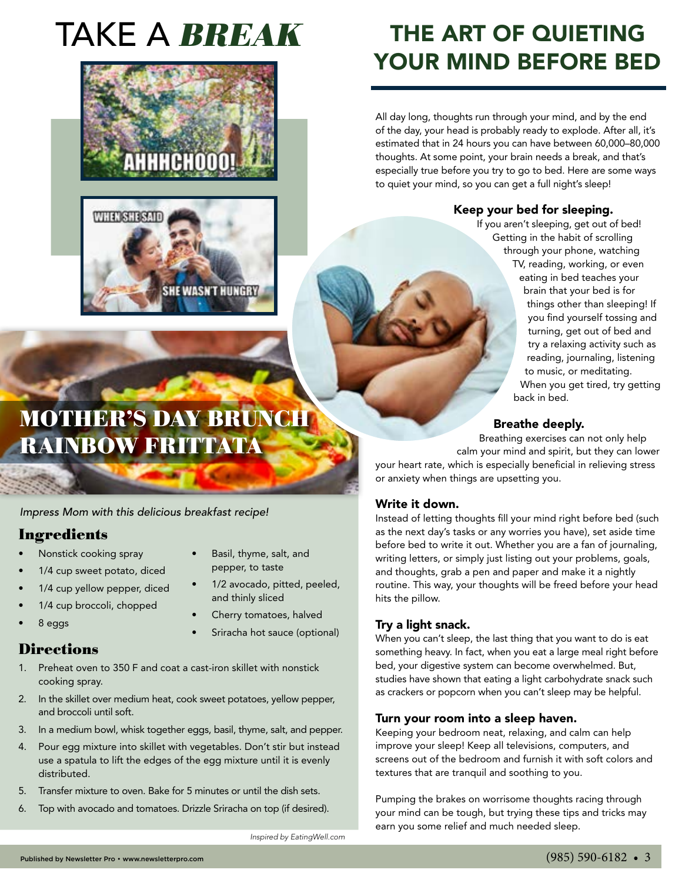# TAKE A *BREAK*

# MOTHER'S DAY BRUNCH RAINBOW FRITTATA

*Impress Mom with this delicious breakfast recipe!*

## Ingredients

- Nonstick cooking spray
- 1/4 cup sweet potato, diced
- 1/4 cup yellow pepper, diced
- 1/4 cup broccoli, chopped
- 8 eggs
- Basil, thyme, salt, and pepper, to taste
- 1/2 avocado, pitted, peeled, and thinly sliced
- Cherry tomatoes, halved
- Sriracha hot sauce (optional)

## Directions

1. Preheat oven to 350 F and coat a cast-iron skillet with nonstick cooking spray.
2. In the skillet over medium heat, cook sweet potatoes, yellow pepper, and broccoli until soft.
3. In a medium bowl, whisk together eggs, basil, thyme, salt, and pepper.
4. Pour egg mixture into skillet with vegetables. Don't stir but instead use a spatula to lift the edges of the egg mixture until it is evenly distributed.
5. Transfer mixture to oven. Bake for 5 minutes or until the dish sets.
6. Top with avocado and tomatoes. Drizzle Sriracha on top (if desired).

*Inspired by EatingWell.com*

# THE ART OF QUIETING YOUR MIND BEFORE BED

All day long, thoughts run through your mind, and by the end of the day, your head is probably ready to explode. After all, it's estimated that in 24 hours you can have between 60,000–80,000 thoughts. At some point, your brain needs a break, and that's especially true before you try to go to bed. Here are some ways to quiet your mind, so you can get a full night's sleep!

### Keep your bed for sleeping.

If you aren't sleeping, get out of bed! Getting in the habit of scrolling through your phone, watching TV, reading, working, or even eating in bed teaches your brain that your bed is for things other than sleeping! If you find yourself tossing and turning, get out of bed and try a relaxing activity such as reading, journaling, listening to music, or meditating. When you get tired, try getting back in bed.

### Breathe deeply.

Breathing exercises can not only help calm your mind and spirit, but they can lower your heart rate, which is especially beneficial in relieving stress or anxiety when things are upsetting you.

### Write it down.

Instead of letting thoughts fill your mind right before bed (such as the next day's tasks or any worries you have), set aside time before bed to write it out. Whether you are a fan of journaling, writing letters, or simply just listing out your problems, goals, and thoughts, grab a pen and paper and make it a nightly routine. This way, your thoughts will be freed before your head hits the pillow.

### Try a light snack.

When you can't sleep, the last thing that you want to do is eat something heavy. In fact, when you eat a large meal right before bed, your digestive system can become overwhelmed. But, studies have shown that eating a light carbohydrate snack such as crackers or popcorn when you can't sleep may be helpful.

### Turn your room into a sleep haven.

Keeping your bedroom neat, relaxing, and calm can help improve your sleep! Keep all televisions, computers, and screens out of the bedroom and furnish it with soft colors and textures that are tranquil and soothing to you.

Pumping the brakes on worrisome thoughts racing through your mind can be tough, but trying these tips and tricks may earn you some relief and much needed sleep.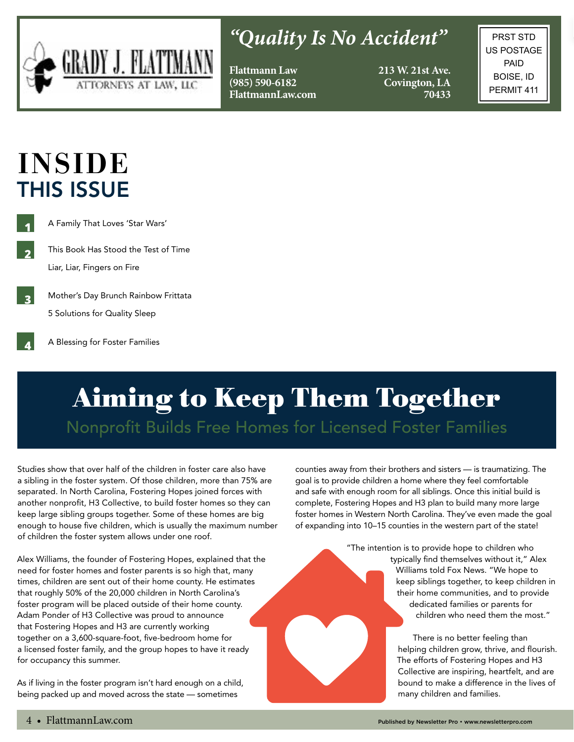**GRADY J. FLATTMANN** ATTORNEYS AT LAW, LLC

## *"Quality Is No Accident"*

**Flattmann Law**
**(985) 590-6182**
**FlattmannLaw.com**

**213 W. 21st Ave.**
**Covington, LA**
**70433**

PRST STD
US POSTAGE
PAID
BOISE, ID
PERMIT 411

# INSIDE THIS ISSUE

**1** A Family That Loves 'Star Wars'

**2** This Book Has Stood the Test of Time

Liar, Liar, Fingers on Fire

**3** Mother's Day Brunch Rainbow Frittata

5 Solutions for Quality Sleep

**4** A Blessing for Foster Families

# Aiming to Keep Them Together

## Nonprofit Builds Free Homes for Licensed Foster Families

Studies show that over half of the children in foster care also have a sibling in the foster system. Of those children, more than 75% are separated. In North Carolina, Fostering Hopes joined forces with another nonprofit, H3 Collective, to build foster homes so they can keep large sibling groups together. Some of these homes are big enough to house five children, which is usually the maximum number of children the foster system allows under one roof.

Alex Williams, the founder of Fostering Hopes, explained that the need for foster homes and foster parents is so high that, many times, children are sent out of their home county. He estimates that roughly 50% of the 20,000 children in North Carolina's foster program will be placed outside of their home county. Adam Ponder of H3 Collective was proud to announce that Fostering Hopes and H3 are currently working together on a 3,600-square-foot, five-bedroom home for a licensed foster family, and the group hopes to have it ready for occupancy this summer.

As if living in the foster program isn't hard enough on a child, being packed up and moved across the state — sometimes counties away from their brothers and sisters — is traumatizing. The goal is to provide children a home where they feel comfortable and safe with enough room for all siblings. Once this initial build is complete, Fostering Hopes and H3 plan to build many more large foster homes in Western North Carolina. They've even made the goal of expanding into 10–15 counties in the western part of the state!

"The intention is to provide hope to children who typically find themselves without it," Alex Williams told Fox News. "We hope to keep siblings together, to keep children in their home communities, and to provide dedicated families or parents for children who need them the most."

There is no better feeling than helping children grow, thrive, and flourish. The efforts of Fostering Hopes and H3 Collective are inspiring, heartfelt, and are bound to make a difference in the lives of many children and families.

Published by Newsletter Pro • www.newsletterpro.com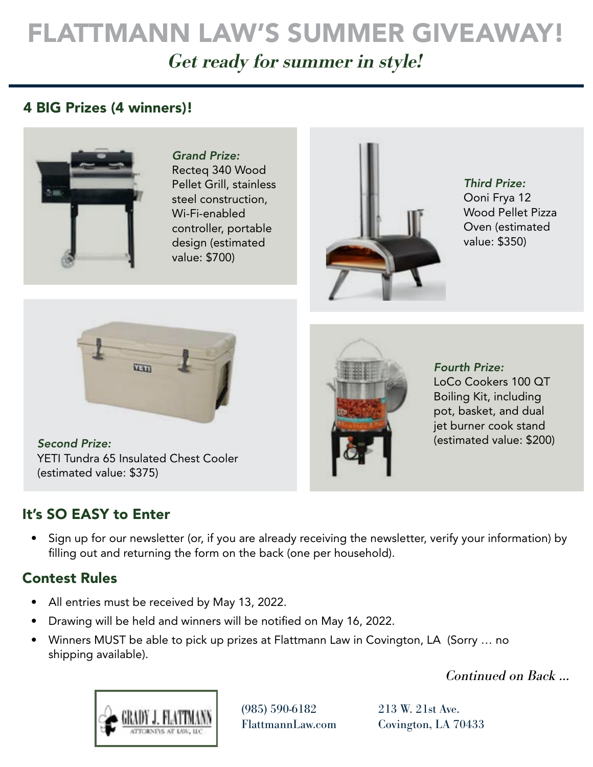# FLATTMANN LAW'S SUMMER GIVEAWAY!

*Get ready for summer in style!*

## 4 BIG Prizes (4 winners)!

*Grand Prize:*
Recteq 340 Wood Pellet Grill, stainless steel construction, Wi-Fi-enabled controller, portable design (estimated value: $700)

*Second Prize:*
YETI Tundra 65 Insulated Chest Cooler (estimated value: $375)

*Third Prize:*
Ooni Frya 12 Wood Pellet Pizza Oven (estimated value: $350)

*Fourth Prize:*
LoCo Cookers 100 QT Boiling Kit, including pot, basket, and dual jet burner cook stand (estimated value: $200)

## It's SO EASY to Enter

- Sign up for our newsletter (or, if you are already receiving the newsletter, verify your information) by filling out and returning the form on the back (one per household).

## Contest Rules

- All entries must be received by May 13, 2022.
- Drawing will be held and winners will be notified on May 16, 2022.
- Winners MUST be able to pick up prizes at Flattmann Law in Covington, LA (Sorry … no shipping available).

*Continued on Back …*

GRADY J. FLATTMANN
ATTORNEYS AT LAW, LLC

(985) 590-6182
FlattmannLaw.com

213 W. 21st Ave.
Covington, LA 70433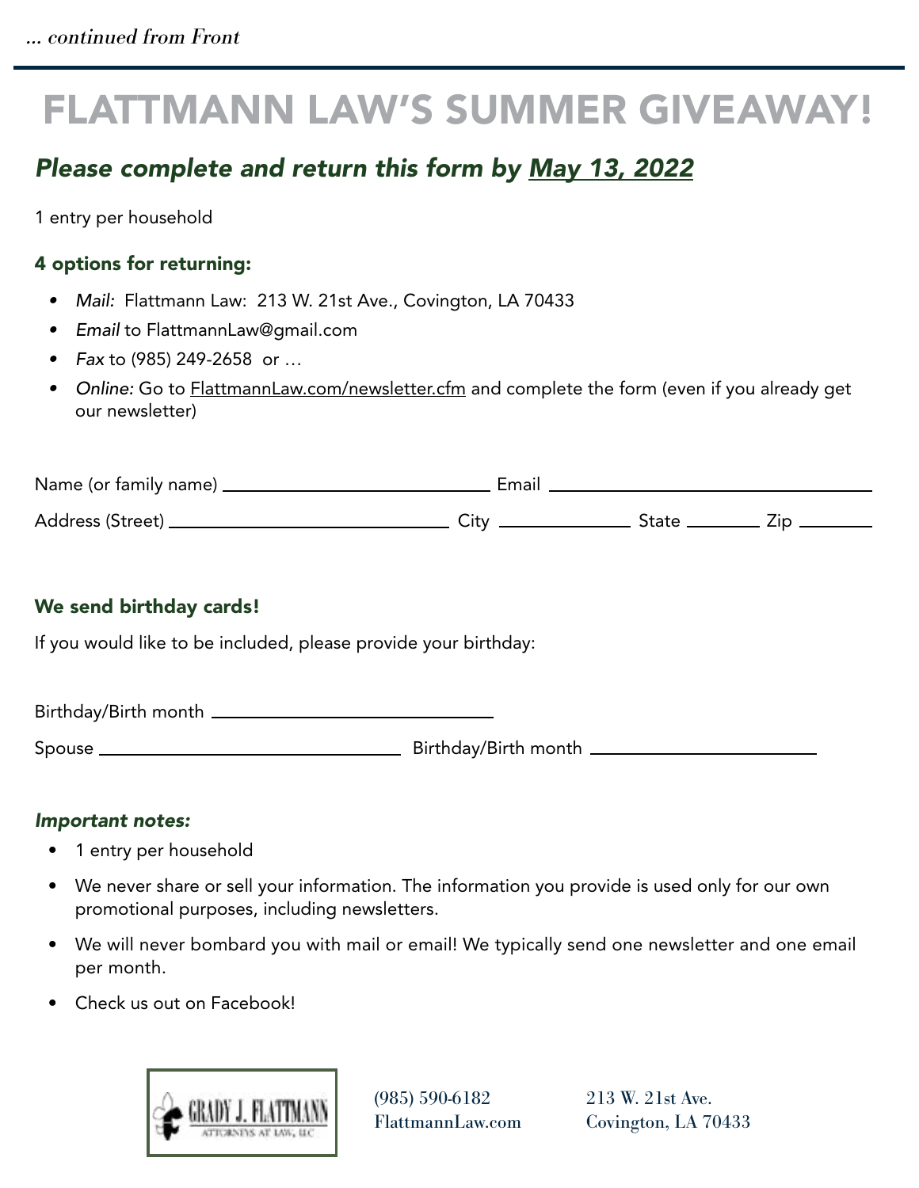*... continued from Front*

# FLATTMANN LAW'S SUMMER GIVEAWAY!

## *Please complete and return this form by May 13, 2022*

1 entry per household

### 4 options for returning:

- *Mail:* Flattmann Law: 213 W. 21st Ave., Covington, LA 70433
- *Email* to FlattmannLaw@gmail.com
- *Fax* to (985) 249-2658 or …
- *Online:* Go to FlattmannLaw.com/newsletter.cfm and complete the form (even if you already get our newsletter)

Name (or family name) ______________________ Email ______________________

Address (Street) ______________________ City __________ State ______ Zip ______

### We send birthday cards!

If you would like to be included, please provide your birthday:

Birthday/Birth month ______________________

Spouse ______________________ Birthday/Birth month ______________________

### *Important notes:*

- 1 entry per household
- We never share or sell your information. The information you provide is used only for our own promotional purposes, including newsletters.
- We will never bombard you with mail or email! We typically send one newsletter and one email per month.
- Check us out on Facebook!

GRADY J. FLATTMANN
ATTORNEYS AT LAW, LLC

(985) 590-6182
FlattmannLaw.com

213 W. 21st Ave.
Covington, LA 70433